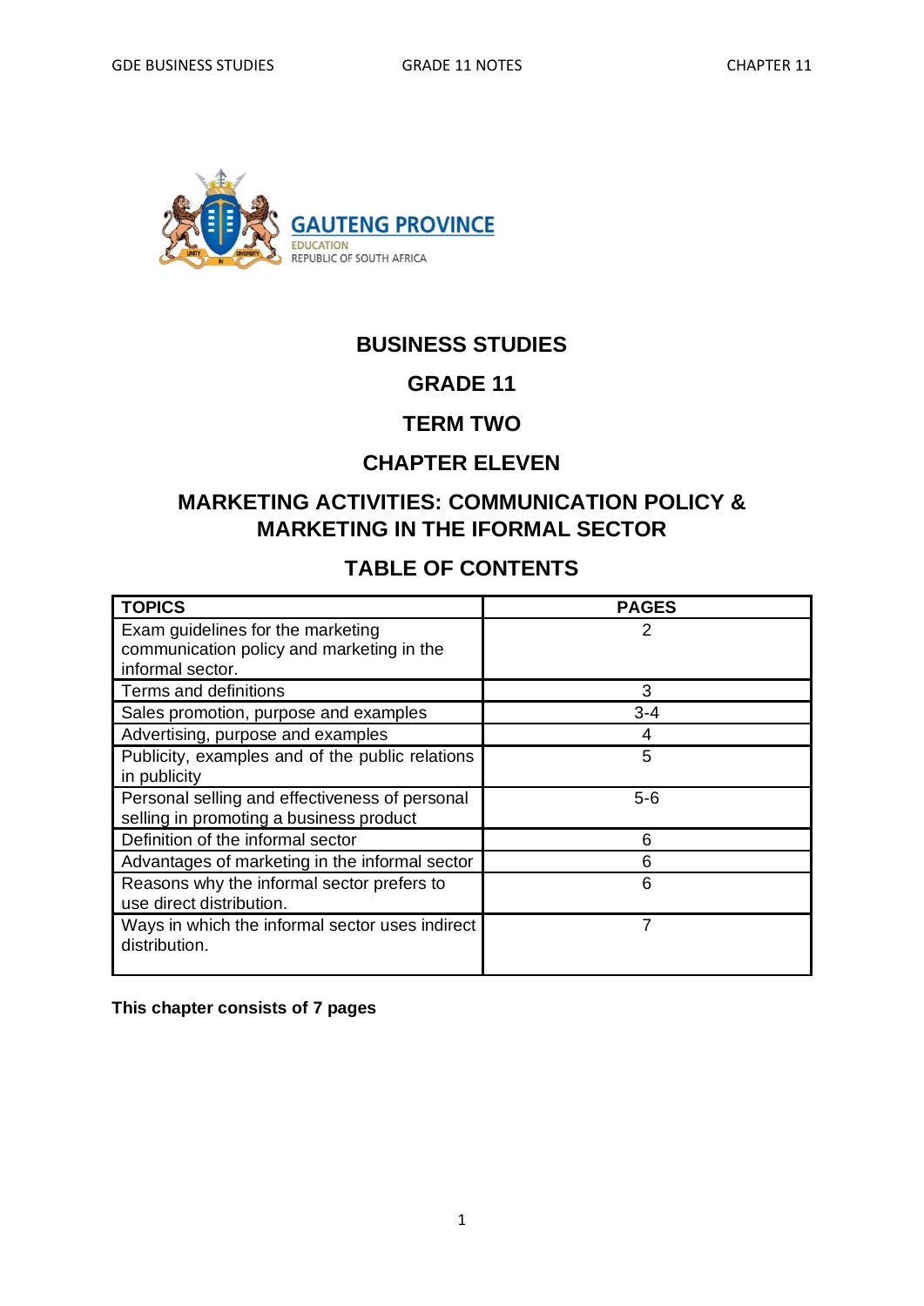GAUTENG PROVINCE
EDUCATION
REPUBLIC OF SOUTH AFRICA

# BUSINESS STUDIES

## GRADE 11

## TERM TWO

## CHAPTER ELEVEN

## MARKETING ACTIVITIES: COMMUNICATION POLICY & MARKETING IN THE IFORMAL SECTOR

## TABLE OF CONTENTS

| TOPICS | PAGES |
|---|---|
| Exam guidelines for the marketing communication policy and marketing in the informal sector. | 2 |
| Terms and definitions | 3 |
| Sales promotion, purpose and examples | 3-4 |
| Advertising, purpose and examples | 4 |
| Publicity, examples and of the public relations in publicity | 5 |
| Personal selling and effectiveness of personal selling in promoting a business product | 5-6 |
| Definition of the informal sector | 6 |
| Advantages of marketing in the informal sector | 6 |
| Reasons why the informal sector prefers to use direct distribution. | 6 |
| Ways in which the informal sector uses indirect distribution. | 7 |

**This chapter consists of 7 pages**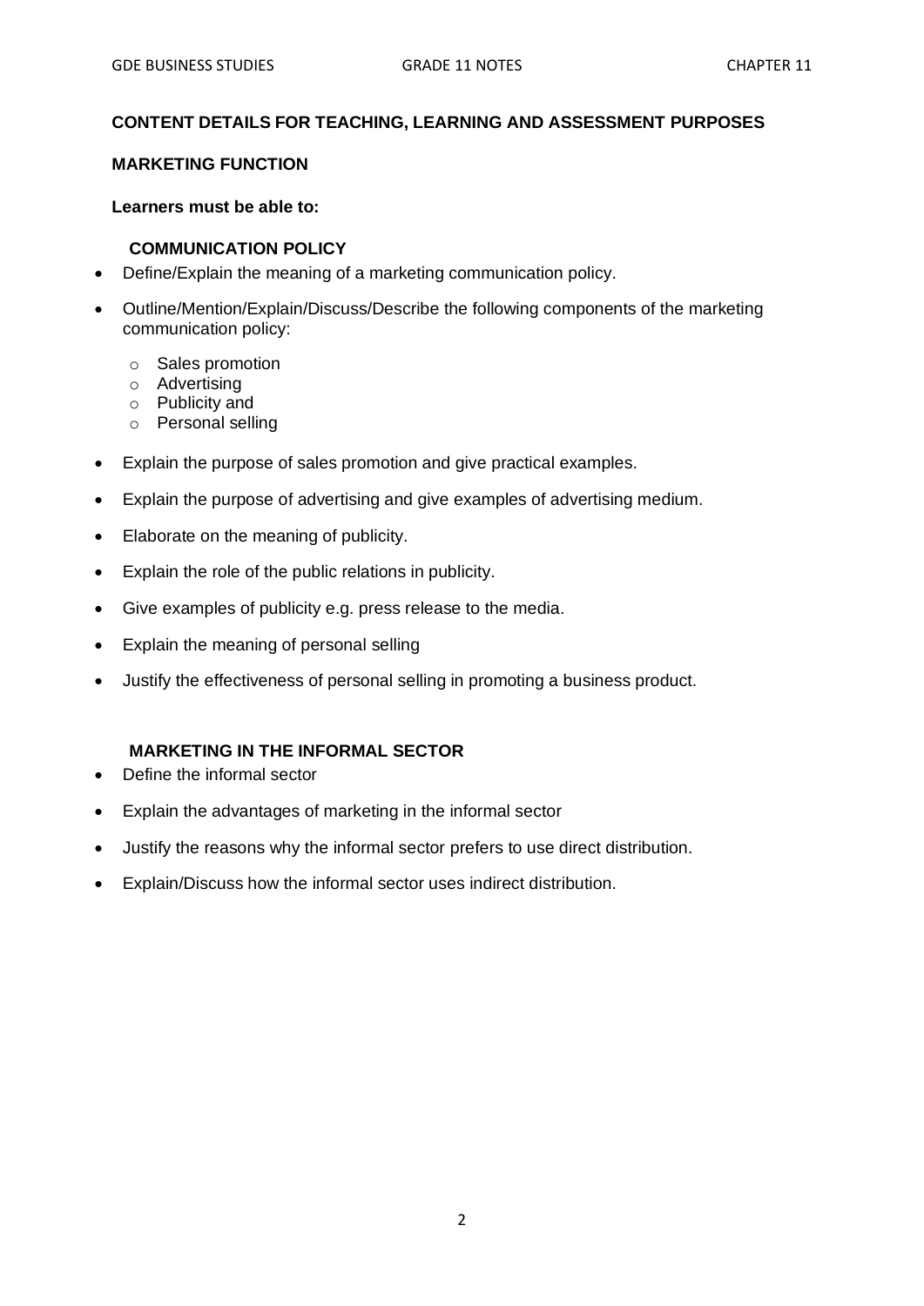**CONTENT DETAILS FOR TEACHING, LEARNING AND ASSESSMENT PURPOSES**

**MARKETING FUNCTION**

**Learners must be able to:**

### COMMUNICATION POLICY

- Define/Explain the meaning of a marketing communication policy.
- Outline/Mention/Explain/Discuss/Describe the following components of the marketing communication policy:
  - Sales promotion
  - Advertising
  - Publicity and
  - Personal selling
- Explain the purpose of sales promotion and give practical examples.
- Explain the purpose of advertising and give examples of advertising medium.
- Elaborate on the meaning of publicity.
- Explain the role of the public relations in publicity.
- Give examples of publicity e.g. press release to the media.
- Explain the meaning of personal selling
- Justify the effectiveness of personal selling in promoting a business product.

### MARKETING IN THE INFORMAL SECTOR

- Define the informal sector
- Explain the advantages of marketing in the informal sector
- Justify the reasons why the informal sector prefers to use direct distribution.
- Explain/Discuss how the informal sector uses indirect distribution.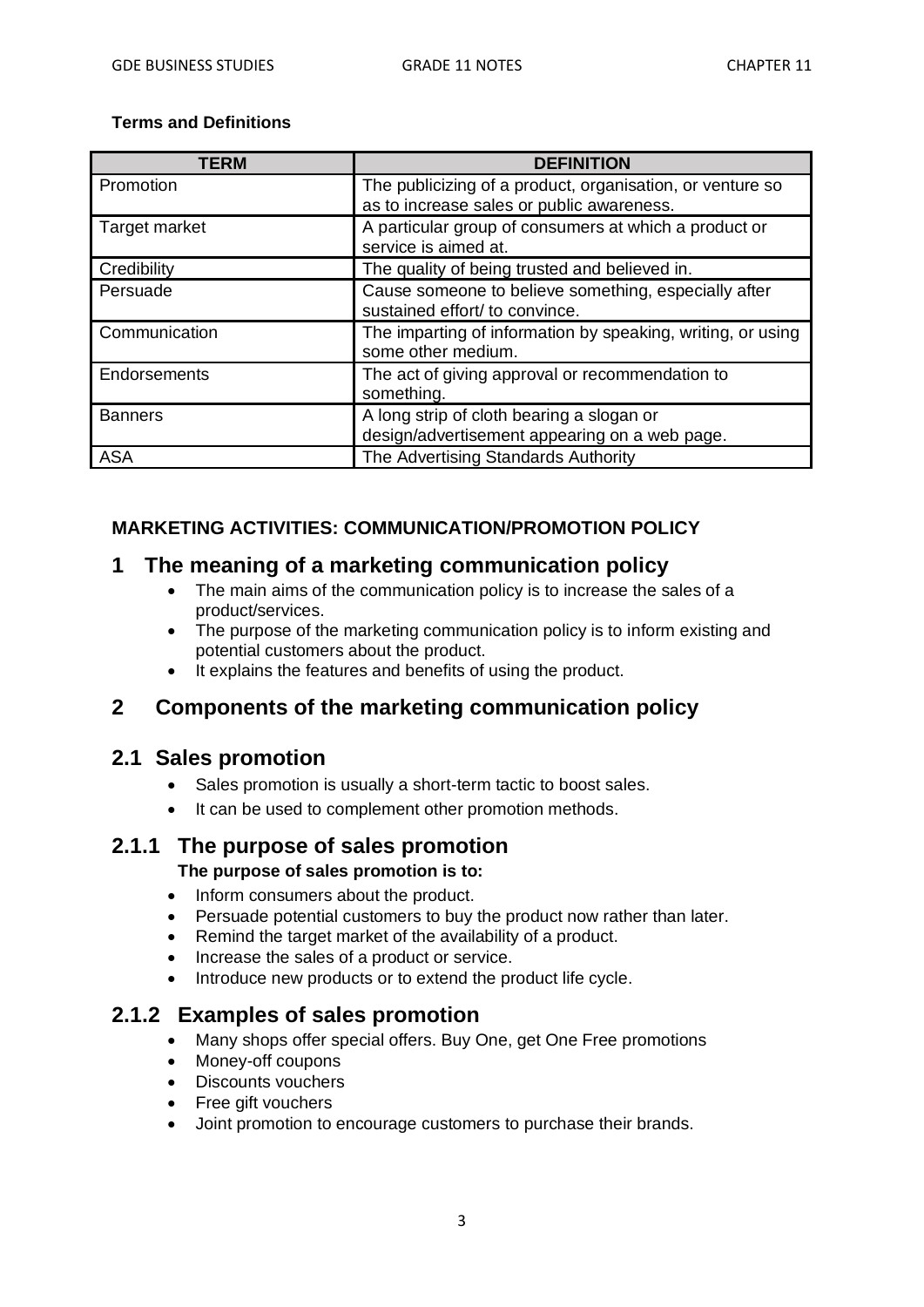**Terms and Definitions**

| TERM | DEFINITION |
|---|---|
| Promotion | The publicizing of a product, organisation, or venture so as to increase sales or public awareness. |
| Target market | A particular group of consumers at which a product or service is aimed at. |
| Credibility | The quality of being trusted and believed in. |
| Persuade | Cause someone to believe something, especially after sustained effort/ to convince. |
| Communication | The imparting of information by speaking, writing, or using some other medium. |
| Endorsements | The act of giving approval or recommendation to something. |
| Banners | A long strip of cloth bearing a slogan or design/advertisement appearing on a web page. |
| ASA | The Advertising Standards Authority |

**MARKETING ACTIVITIES: COMMUNICATION/PROMOTION POLICY**

# 1 The meaning of a marketing communication policy

- The main aims of the communication policy is to increase the sales of a product/services.
- The purpose of the marketing communication policy is to inform existing and potential customers about the product.
- It explains the features and benefits of using the product.

# 2 Components of the marketing communication policy

## 2.1 Sales promotion

- Sales promotion is usually a short-term tactic to boost sales.
- It can be used to complement other promotion methods.

### 2.1.1 The purpose of sales promotion

**The purpose of sales promotion is to:**

- Inform consumers about the product.
- Persuade potential customers to buy the product now rather than later.
- Remind the target market of the availability of a product.
- Increase the sales of a product or service.
- Introduce new products or to extend the product life cycle.

### 2.1.2 Examples of sales promotion

- Many shops offer special offers. Buy One, get One Free promotions
- Money-off coupons
- Discounts vouchers
- Free gift vouchers
- Joint promotion to encourage customers to purchase their brands.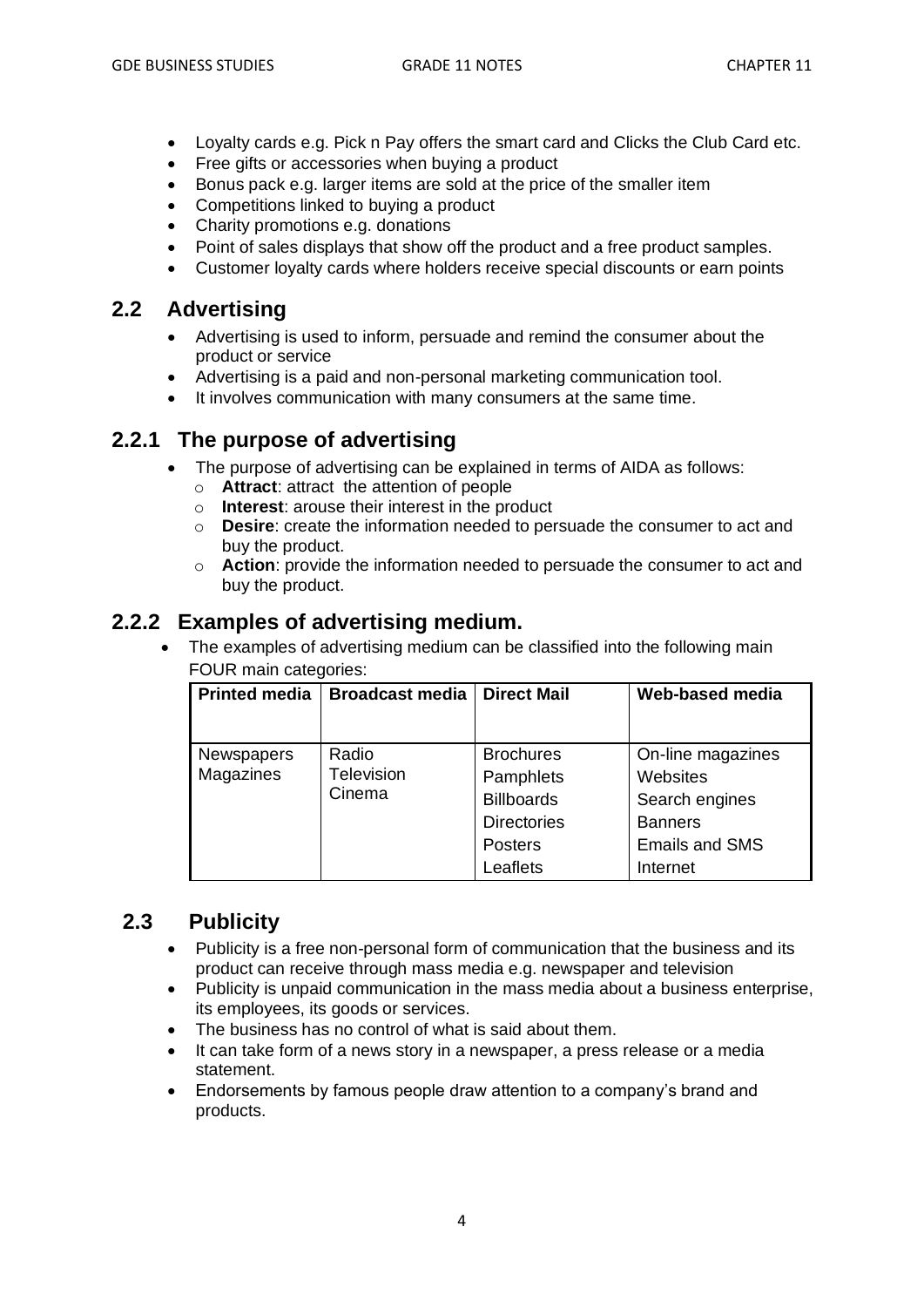- Loyalty cards e.g. Pick n Pay offers the smart card and Clicks the Club Card etc.
- Free gifts or accessories when buying a product
- Bonus pack e.g. larger items are sold at the price of the smaller item
- Competitions linked to buying a product
- Charity promotions e.g. donations
- Point of sales displays that show off the product and a free product samples.
- Customer loyalty cards where holders receive special discounts or earn points

## 2.2 Advertising

- Advertising is used to inform, persuade and remind the consumer about the product or service
- Advertising is a paid and non-personal marketing communication tool.
- It involves communication with many consumers at the same time.

## 2.2.1 The purpose of advertising

- The purpose of advertising can be explained in terms of AIDA as follows:
  - **Attract**: attract the attention of people
  - **Interest**: arouse their interest in the product
  - **Desire**: create the information needed to persuade the consumer to act and buy the product.
  - **Action**: provide the information needed to persuade the consumer to act and buy the product.

## 2.2.2 Examples of advertising medium.

- The examples of advertising medium can be classified into the following main FOUR main categories:

| Printed media | Broadcast media | Direct Mail | Web-based media |
|---|---|---|---|
| Newspapers<br>Magazines | Radio<br>Television<br>Cinema | Brochures<br>Pamphlets<br>Billboards<br>Directories<br>Posters<br>Leaflets | On-line magazines<br>Websites<br>Search engines<br>Banners<br>Emails and SMS<br>Internet |

## 2.3 Publicity

- Publicity is a free non-personal form of communication that the business and its product can receive through mass media e.g. newspaper and television
- Publicity is unpaid communication in the mass media about a business enterprise, its employees, its goods or services.
- The business has no control of what is said about them.
- It can take form of a news story in a newspaper, a press release or a media statement.
- Endorsements by famous people draw attention to a company's brand and products.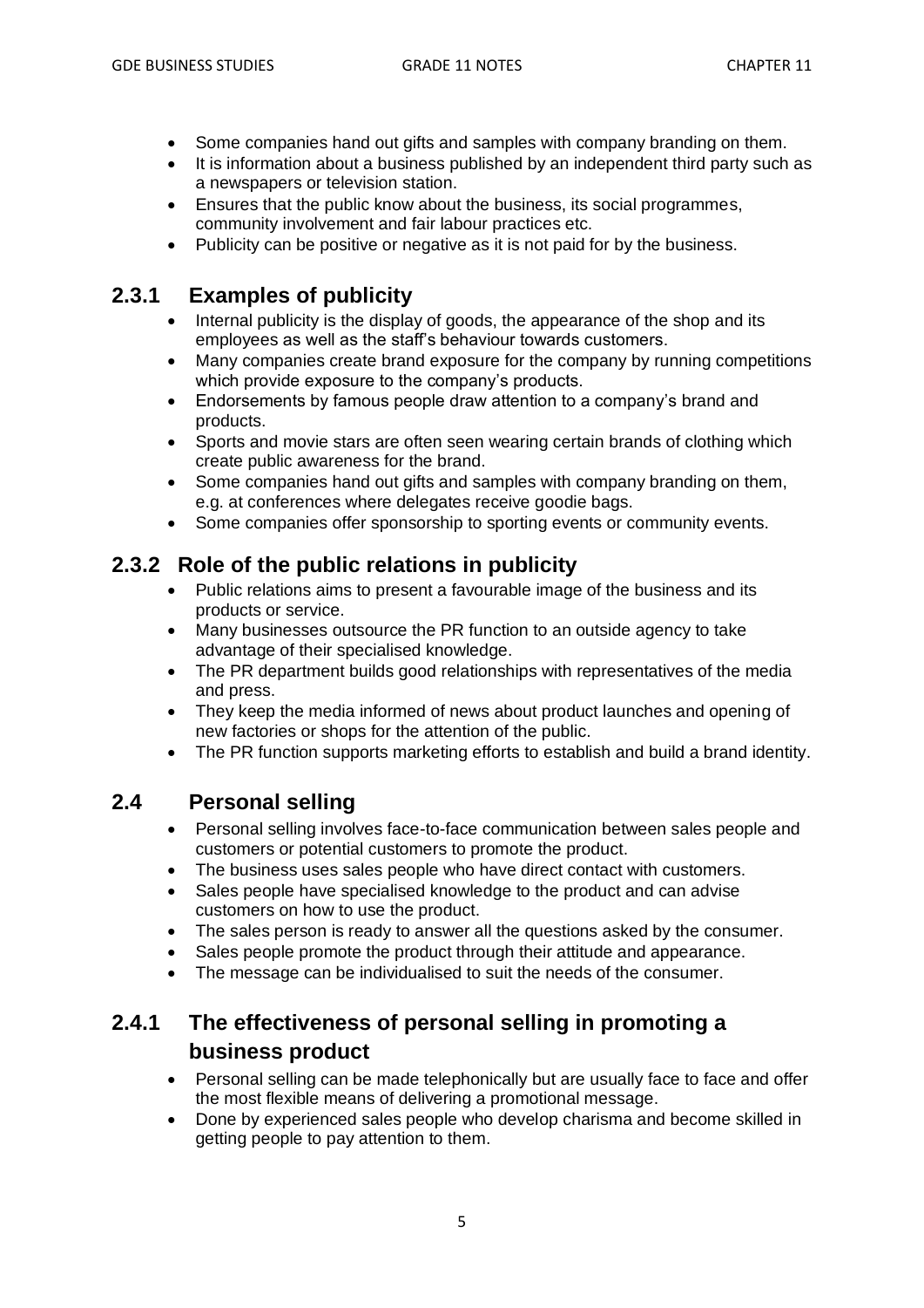- Some companies hand out gifts and samples with company branding on them.
- It is information about a business published by an independent third party such as a newspapers or television station.
- Ensures that the public know about the business, its social programmes, community involvement and fair labour practices etc.
- Publicity can be positive or negative as it is not paid for by the business.

### 2.3.1 Examples of publicity

- Internal publicity is the display of goods, the appearance of the shop and its employees as well as the staff's behaviour towards customers.
- Many companies create brand exposure for the company by running competitions which provide exposure to the company's products.
- Endorsements by famous people draw attention to a company's brand and products.
- Sports and movie stars are often seen wearing certain brands of clothing which create public awareness for the brand.
- Some companies hand out gifts and samples with company branding on them, e.g. at conferences where delegates receive goodie bags.
- Some companies offer sponsorship to sporting events or community events.

### 2.3.2 Role of the public relations in publicity

- Public relations aims to present a favourable image of the business and its products or service.
- Many businesses outsource the PR function to an outside agency to take advantage of their specialised knowledge.
- The PR department builds good relationships with representatives of the media and press.
- They keep the media informed of news about product launches and opening of new factories or shops for the attention of the public.
- The PR function supports marketing efforts to establish and build a brand identity.

## 2.4 Personal selling

- Personal selling involves face-to-face communication between sales people and customers or potential customers to promote the product.
- The business uses sales people who have direct contact with customers.
- Sales people have specialised knowledge to the product and can advise customers on how to use the product.
- The sales person is ready to answer all the questions asked by the consumer.
- Sales people promote the product through their attitude and appearance.
- The message can be individualised to suit the needs of the consumer.

### 2.4.1 The effectiveness of personal selling in promoting a business product

- Personal selling can be made telephonically but are usually face to face and offer the most flexible means of delivering a promotional message.
- Done by experienced sales people who develop charisma and become skilled in getting people to pay attention to them.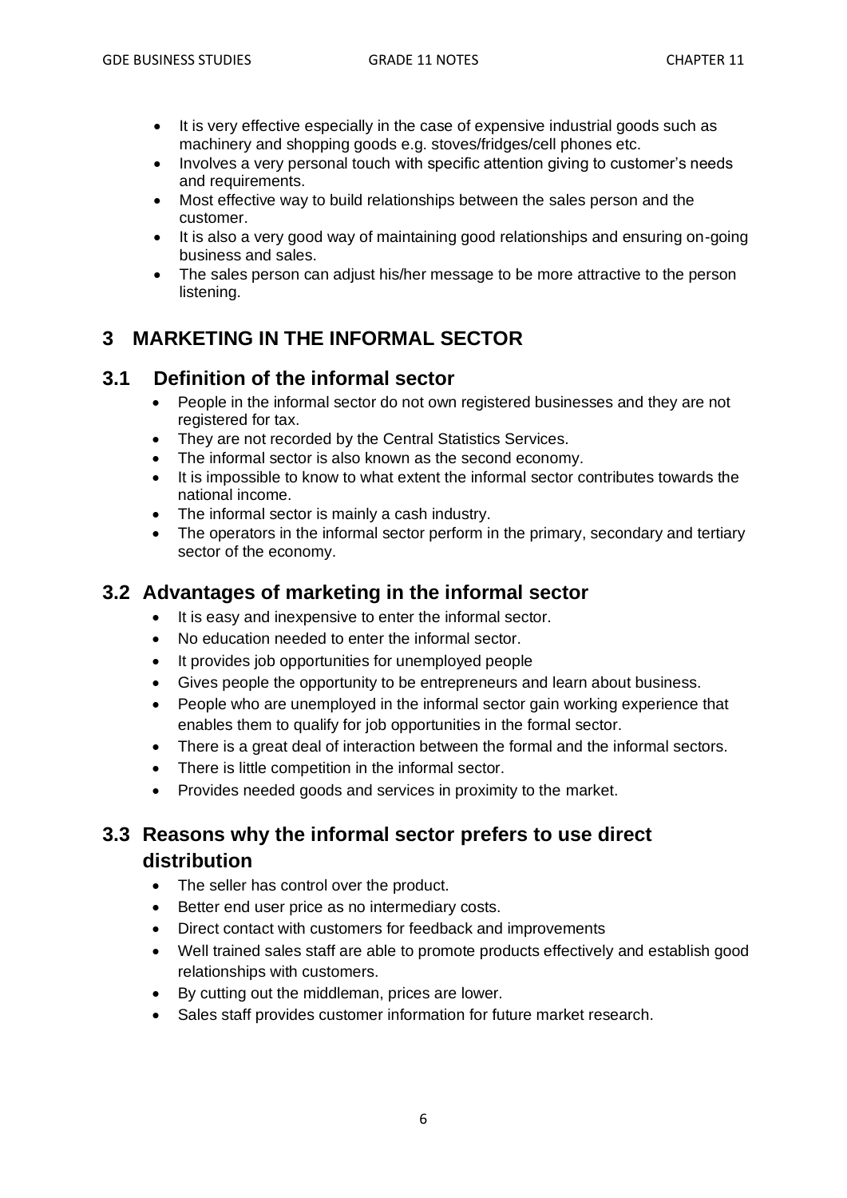- It is very effective especially in the case of expensive industrial goods such as machinery and shopping goods e.g. stoves/fridges/cell phones etc.
- Involves a very personal touch with specific attention giving to customer's needs and requirements.
- Most effective way to build relationships between the sales person and the customer.
- It is also a very good way of maintaining good relationships and ensuring on-going business and sales.
- The sales person can adjust his/her message to be more attractive to the person listening.

## 3 MARKETING IN THE INFORMAL SECTOR

### 3.1 Definition of the informal sector

- People in the informal sector do not own registered businesses and they are not registered for tax.
- They are not recorded by the Central Statistics Services.
- The informal sector is also known as the second economy.
- It is impossible to know to what extent the informal sector contributes towards the national income.
- The informal sector is mainly a cash industry.
- The operators in the informal sector perform in the primary, secondary and tertiary sector of the economy.

### 3.2 Advantages of marketing in the informal sector

- It is easy and inexpensive to enter the informal sector.
- No education needed to enter the informal sector.
- It provides job opportunities for unemployed people
- Gives people the opportunity to be entrepreneurs and learn about business.
- People who are unemployed in the informal sector gain working experience that enables them to qualify for job opportunities in the formal sector.
- There is a great deal of interaction between the formal and the informal sectors.
- There is little competition in the informal sector.
- Provides needed goods and services in proximity to the market.

### 3.3 Reasons why the informal sector prefers to use direct distribution

- The seller has control over the product.
- Better end user price as no intermediary costs.
- Direct contact with customers for feedback and improvements
- Well trained sales staff are able to promote products effectively and establish good relationships with customers.
- By cutting out the middleman, prices are lower.
- Sales staff provides customer information for future market research.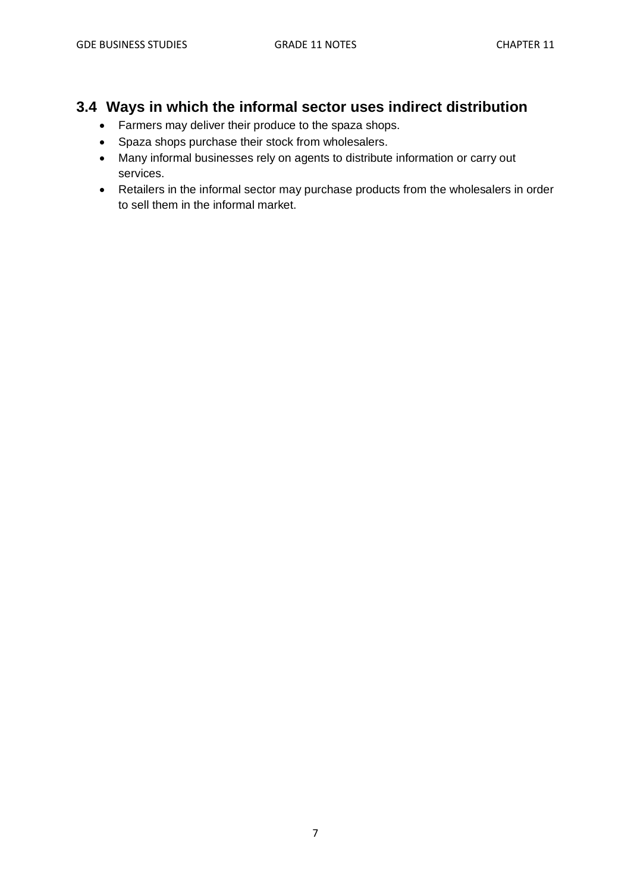## 3.4 Ways in which the informal sector uses indirect distribution

- Farmers may deliver their produce to the spaza shops.
- Spaza shops purchase their stock from wholesalers.
- Many informal businesses rely on agents to distribute information or carry out services.
- Retailers in the informal sector may purchase products from the wholesalers in order to sell them in the informal market.